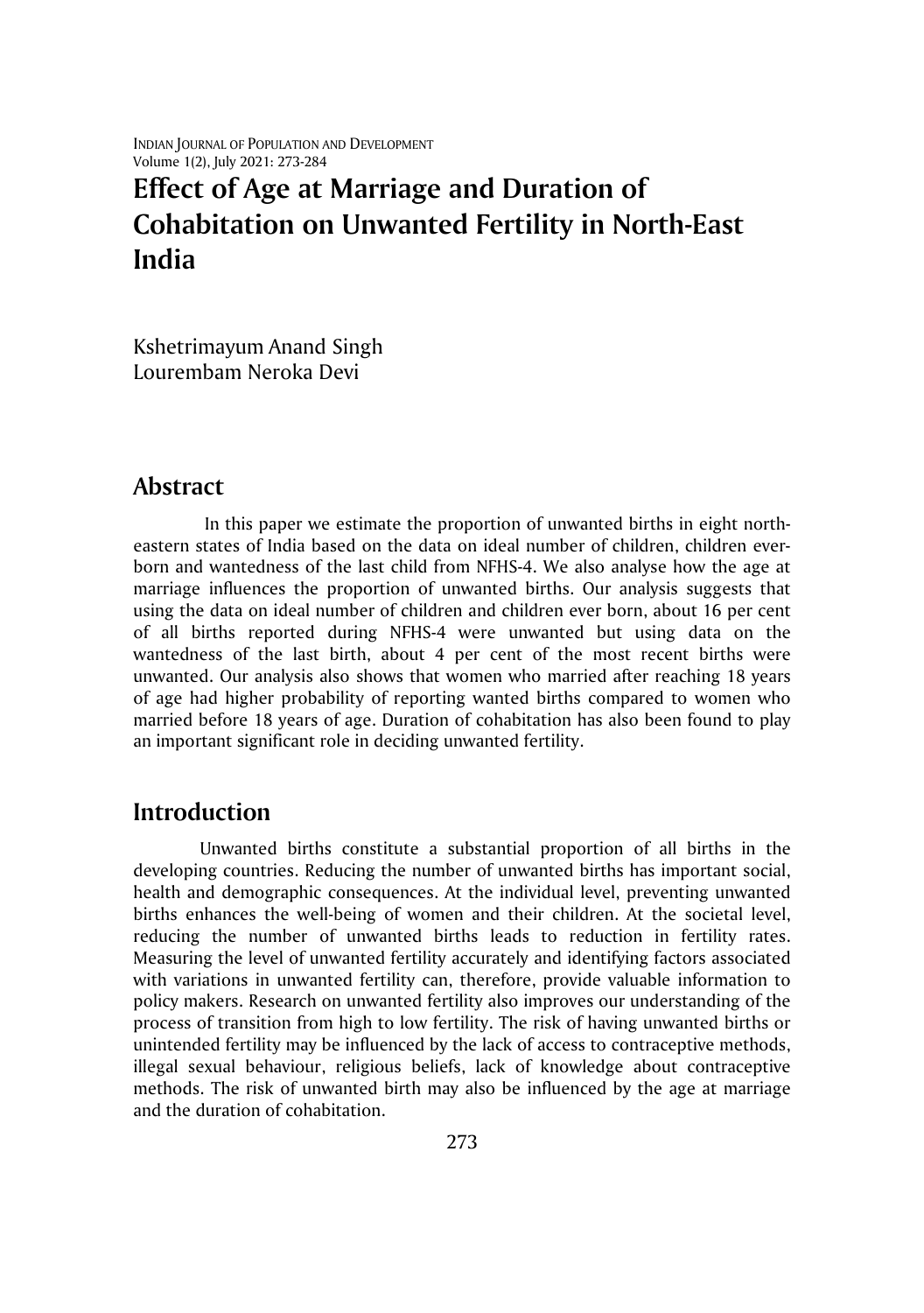# Effect of Age at Marriage and Duration of Cohabitation on Unwanted Fertility in North-East India

Kshetrimayum Anand Singh
Lourembam Neroka Devi

## Abstract

In this paper we estimate the proportion of unwanted births in eight north-eastern states of India based on the data on ideal number of children, children ever-born and wantedness of the last child from NFHS-4. We also analyse how the age at marriage influences the proportion of unwanted births. Our analysis suggests that using the data on ideal number of children and children ever born, about 16 per cent of all births reported during NFHS-4 were unwanted but using data on the wantedness of the last birth, about 4 per cent of the most recent births were unwanted. Our analysis also shows that women who married after reaching 18 years of age had higher probability of reporting wanted births compared to women who married before 18 years of age. Duration of cohabitation has also been found to play an important significant role in deciding unwanted fertility.

## Introduction

Unwanted births constitute a substantial proportion of all births in the developing countries. Reducing the number of unwanted births has important social, health and demographic consequences. At the individual level, preventing unwanted births enhances the well-being of women and their children. At the societal level, reducing the number of unwanted births leads to reduction in fertility rates. Measuring the level of unwanted fertility accurately and identifying factors associated with variations in unwanted fertility can, therefore, provide valuable information to policy makers. Research on unwanted fertility also improves our understanding of the process of transition from high to low fertility. The risk of having unwanted births or unintended fertility may be influenced by the lack of access to contraceptive methods, illegal sexual behaviour, religious beliefs, lack of knowledge about contraceptive methods. The risk of unwanted birth may also be influenced by the age at marriage and the duration of cohabitation.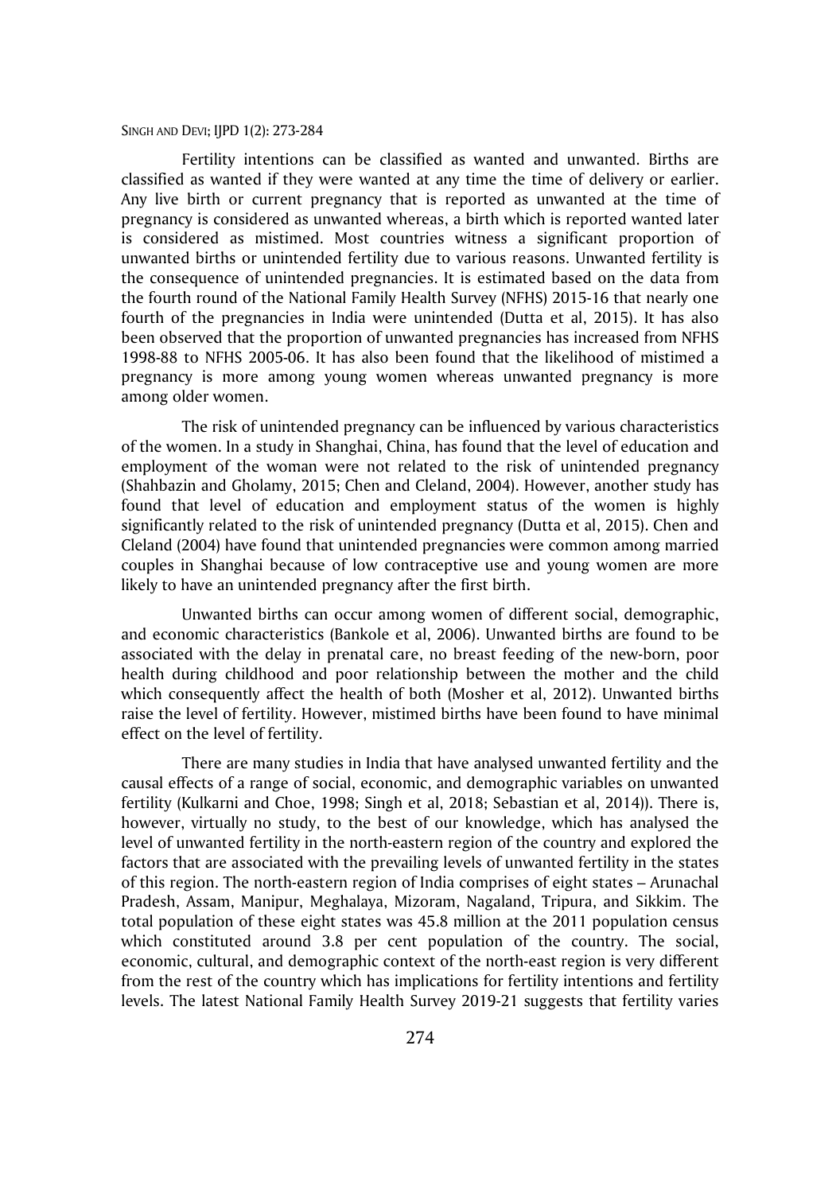Fertility intentions can be classified as wanted and unwanted. Births are classified as wanted if they were wanted at any time the time of delivery or earlier. Any live birth or current pregnancy that is reported as unwanted at the time of pregnancy is considered as unwanted whereas, a birth which is reported wanted later is considered as mistimed. Most countries witness a significant proportion of unwanted births or unintended fertility due to various reasons. Unwanted fertility is the consequence of unintended pregnancies. It is estimated based on the data from the fourth round of the National Family Health Survey (NFHS) 2015-16 that nearly one fourth of the pregnancies in India were unintended (Dutta et al, 2015). It has also been observed that the proportion of unwanted pregnancies has increased from NFHS 1998-88 to NFHS 2005-06. It has also been found that the likelihood of mistimed a pregnancy is more among young women whereas unwanted pregnancy is more among older women.

The risk of unintended pregnancy can be influenced by various characteristics of the women. In a study in Shanghai, China, has found that the level of education and employment of the woman were not related to the risk of unintended pregnancy (Shahbazin and Gholamy, 2015; Chen and Cleland, 2004). However, another study has found that level of education and employment status of the women is highly significantly related to the risk of unintended pregnancy (Dutta et al, 2015). Chen and Cleland (2004) have found that unintended pregnancies were common among married couples in Shanghai because of low contraceptive use and young women are more likely to have an unintended pregnancy after the first birth.

Unwanted births can occur among women of different social, demographic, and economic characteristics (Bankole et al, 2006). Unwanted births are found to be associated with the delay in prenatal care, no breast feeding of the new-born, poor health during childhood and poor relationship between the mother and the child which consequently affect the health of both (Mosher et al, 2012). Unwanted births raise the level of fertility. However, mistimed births have been found to have minimal effect on the level of fertility.

There are many studies in India that have analysed unwanted fertility and the causal effects of a range of social, economic, and demographic variables on unwanted fertility (Kulkarni and Choe, 1998; Singh et al, 2018; Sebastian et al, 2014)). There is, however, virtually no study, to the best of our knowledge, which has analysed the level of unwanted fertility in the north-eastern region of the country and explored the factors that are associated with the prevailing levels of unwanted fertility in the states of this region. The north-eastern region of India comprises of eight states – Arunachal Pradesh, Assam, Manipur, Meghalaya, Mizoram, Nagaland, Tripura, and Sikkim. The total population of these eight states was 45.8 million at the 2011 population census which constituted around 3.8 per cent population of the country. The social, economic, cultural, and demographic context of the north-east region is very different from the rest of the country which has implications for fertility intentions and fertility levels. The latest National Family Health Survey 2019-21 suggests that fertility varies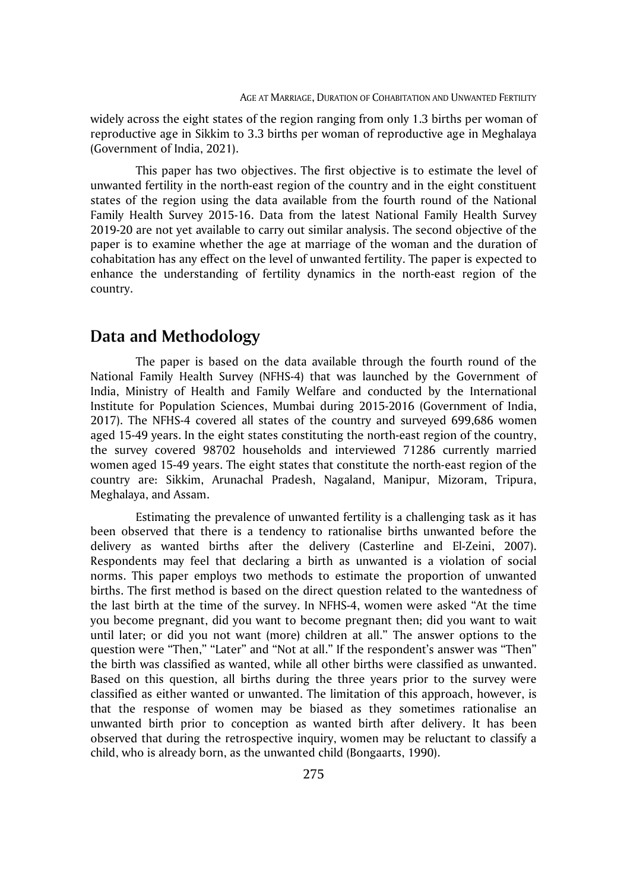widely across the eight states of the region ranging from only 1.3 births per woman of reproductive age in Sikkim to 3.3 births per woman of reproductive age in Meghalaya (Government of India, 2021).

This paper has two objectives. The first objective is to estimate the level of unwanted fertility in the north-east region of the country and in the eight constituent states of the region using the data available from the fourth round of the National Family Health Survey 2015-16. Data from the latest National Family Health Survey 2019-20 are not yet available to carry out similar analysis. The second objective of the paper is to examine whether the age at marriage of the woman and the duration of cohabitation has any effect on the level of unwanted fertility. The paper is expected to enhance the understanding of fertility dynamics in the north-east region of the country.

## Data and Methodology

The paper is based on the data available through the fourth round of the National Family Health Survey (NFHS-4) that was launched by the Government of India, Ministry of Health and Family Welfare and conducted by the International Institute for Population Sciences, Mumbai during 2015-2016 (Government of India, 2017). The NFHS-4 covered all states of the country and surveyed 699,686 women aged 15-49 years. In the eight states constituting the north-east region of the country, the survey covered 98702 households and interviewed 71286 currently married women aged 15-49 years. The eight states that constitute the north-east region of the country are: Sikkim, Arunachal Pradesh, Nagaland, Manipur, Mizoram, Tripura, Meghalaya, and Assam.

Estimating the prevalence of unwanted fertility is a challenging task as it has been observed that there is a tendency to rationalise births unwanted before the delivery as wanted births after the delivery (Casterline and El-Zeini, 2007). Respondents may feel that declaring a birth as unwanted is a violation of social norms. This paper employs two methods to estimate the proportion of unwanted births. The first method is based on the direct question related to the wantedness of the last birth at the time of the survey. In NFHS-4, women were asked "At the time you become pregnant, did you want to become pregnant then; did you want to wait until later; or did you not want (more) children at all." The answer options to the question were "Then," "Later" and "Not at all." If the respondent's answer was "Then" the birth was classified as wanted, while all other births were classified as unwanted. Based on this question, all births during the three years prior to the survey were classified as either wanted or unwanted. The limitation of this approach, however, is that the response of women may be biased as they sometimes rationalise an unwanted birth prior to conception as wanted birth after delivery. It has been observed that during the retrospective inquiry, women may be reluctant to classify a child, who is already born, as the unwanted child (Bongaarts, 1990).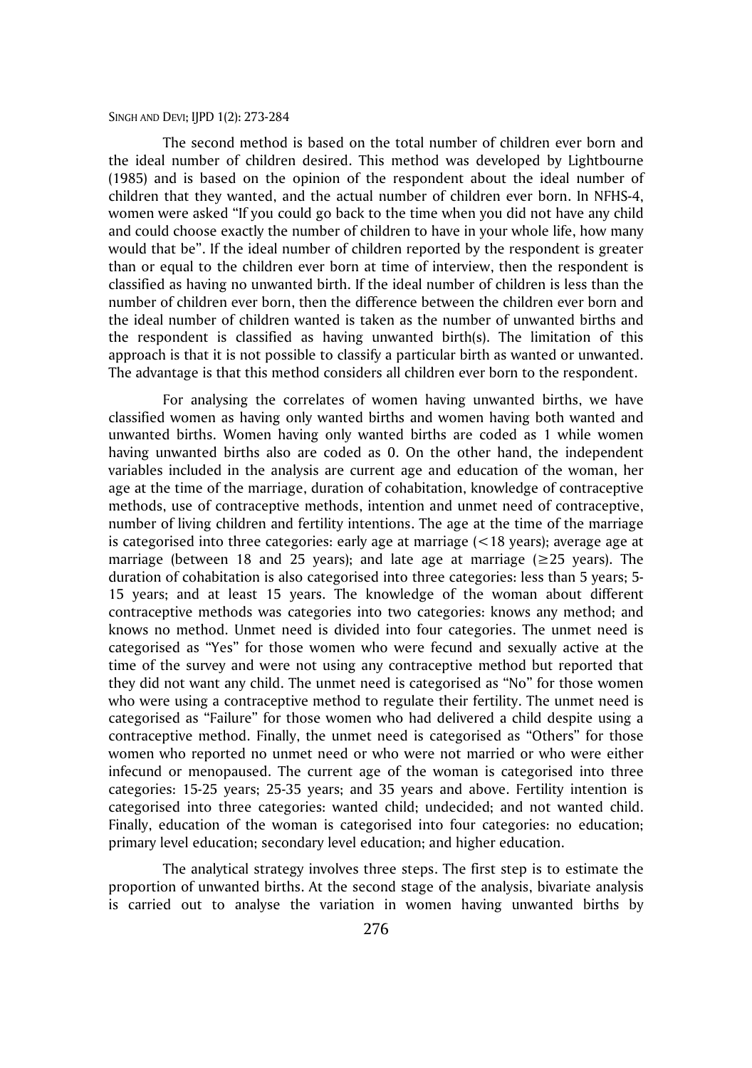The second method is based on the total number of children ever born and the ideal number of children desired. This method was developed by Lightbourne (1985) and is based on the opinion of the respondent about the ideal number of children that they wanted, and the actual number of children ever born. In NFHS-4, women were asked "If you could go back to the time when you did not have any child and could choose exactly the number of children to have in your whole life, how many would that be". If the ideal number of children reported by the respondent is greater than or equal to the children ever born at time of interview, then the respondent is classified as having no unwanted birth. If the ideal number of children is less than the number of children ever born, then the difference between the children ever born and the ideal number of children wanted is taken as the number of unwanted births and the respondent is classified as having unwanted birth(s). The limitation of this approach is that it is not possible to classify a particular birth as wanted or unwanted. The advantage is that this method considers all children ever born to the respondent.

For analysing the correlates of women having unwanted births, we have classified women as having only wanted births and women having both wanted and unwanted births. Women having only wanted births are coded as 1 while women having unwanted births also are coded as 0. On the other hand, the independent variables included in the analysis are current age and education of the woman, her age at the time of the marriage, duration of cohabitation, knowledge of contraceptive methods, use of contraceptive methods, intention and unmet need of contraceptive, number of living children and fertility intentions. The age at the time of the marriage is categorised into three categories: early age at marriage (<18 years); average age at marriage (between 18 and 25 years); and late age at marriage (≥25 years). The duration of cohabitation is also categorised into three categories: less than 5 years; 5-15 years; and at least 15 years. The knowledge of the woman about different contraceptive methods was categories into two categories: knows any method; and knows no method. Unmet need is divided into four categories. The unmet need is categorised as "Yes" for those women who were fecund and sexually active at the time of the survey and were not using any contraceptive method but reported that they did not want any child. The unmet need is categorised as "No" for those women who were using a contraceptive method to regulate their fertility. The unmet need is categorised as "Failure" for those women who had delivered a child despite using a contraceptive method. Finally, the unmet need is categorised as "Others" for those women who reported no unmet need or who were not married or who were either infecund or menopaused. The current age of the woman is categorised into three categories: 15-25 years; 25-35 years; and 35 years and above. Fertility intention is categorised into three categories: wanted child; undecided; and not wanted child. Finally, education of the woman is categorised into four categories: no education; primary level education; secondary level education; and higher education.

The analytical strategy involves three steps. The first step is to estimate the proportion of unwanted births. At the second stage of the analysis, bivariate analysis is carried out to analyse the variation in women having unwanted births by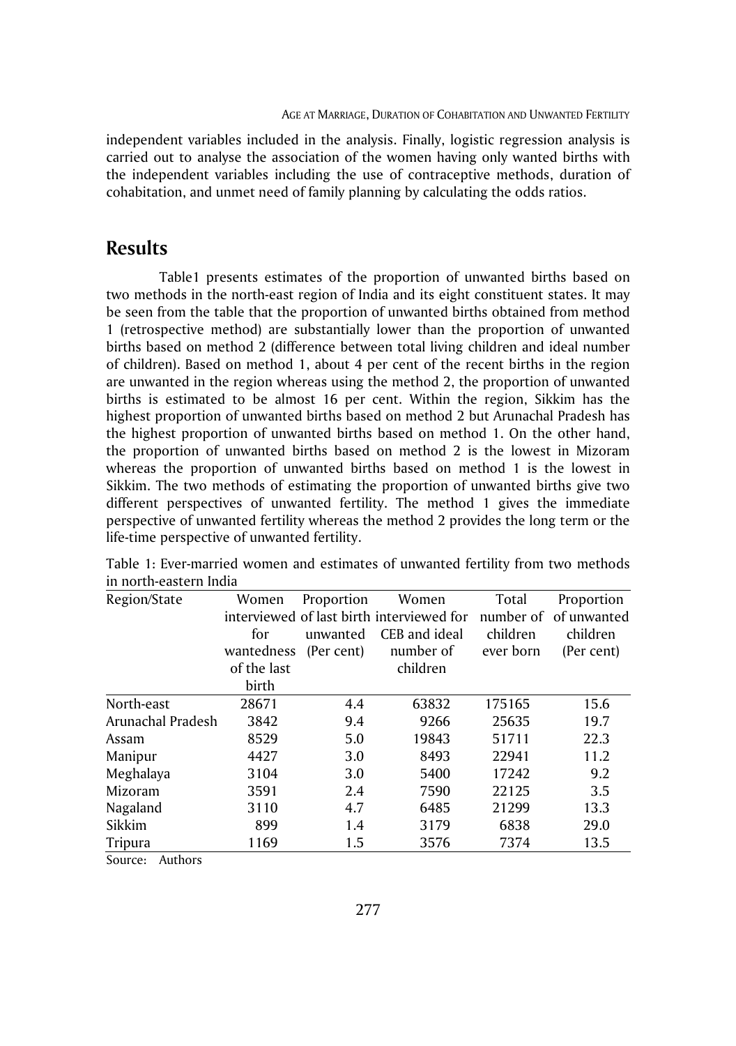independent variables included in the analysis. Finally, logistic regression analysis is carried out to analyse the association of the women having only wanted births with the independent variables including the use of contraceptive methods, duration of cohabitation, and unmet need of family planning by calculating the odds ratios.

## Results

Table1 presents estimates of the proportion of unwanted births based on two methods in the north-east region of India and its eight constituent states. It may be seen from the table that the proportion of unwanted births obtained from method 1 (retrospective method) are substantially lower than the proportion of unwanted births based on method 2 (difference between total living children and ideal number of children). Based on method 1, about 4 per cent of the recent births in the region are unwanted in the region whereas using the method 2, the proportion of unwanted births is estimated to be almost 16 per cent. Within the region, Sikkim has the highest proportion of unwanted births based on method 2 but Arunachal Pradesh has the highest proportion of unwanted births based on method 1. On the other hand, the proportion of unwanted births based on method 2 is the lowest in Mizoram whereas the proportion of unwanted births based on method 1 is the lowest in Sikkim. The two methods of estimating the proportion of unwanted births give two different perspectives of unwanted fertility. The method 1 gives the immediate perspective of unwanted fertility whereas the method 2 provides the long term or the life-time perspective of unwanted fertility.

Table 1: Ever-married women and estimates of unwanted fertility from two methods in north-eastern India

| Region/State | Women interviewed for wantedness of the last birth | Proportion of last birth unwanted (Per cent) | Women interviewed for CEB and ideal number of children | Total number of children ever born | Proportion of unwanted children (Per cent) |
|---|---|---|---|---|---|
| North-east | 28671 | 4.4 | 63832 | 175165 | 15.6 |
| Arunachal Pradesh | 3842 | 9.4 | 9266 | 25635 | 19.7 |
| Assam | 8529 | 5.0 | 19843 | 51711 | 22.3 |
| Manipur | 4427 | 3.0 | 8493 | 22941 | 11.2 |
| Meghalaya | 3104 | 3.0 | 5400 | 17242 | 9.2 |
| Mizoram | 3591 | 2.4 | 7590 | 22125 | 3.5 |
| Nagaland | 3110 | 4.7 | 6485 | 21299 | 13.3 |
| Sikkim | 899 | 1.4 | 3179 | 6838 | 29.0 |
| Tripura | 1169 | 1.5 | 3576 | 7374 | 13.5 |

Source: Authors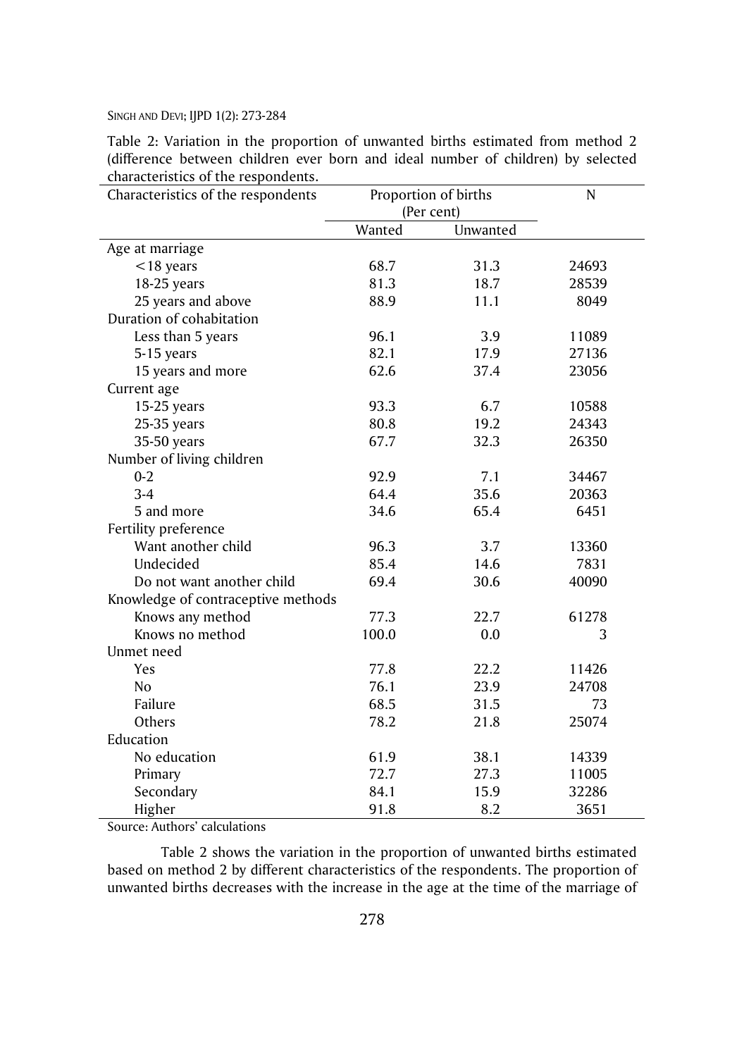Table 2: Variation in the proportion of unwanted births estimated from method 2 (difference between children ever born and ideal number of children) by selected characteristics of the respondents.

| Characteristics of the respondents | Proportion of births (Per cent) | | N |
|---|---|---|---|
| | Wanted | Unwanted | |
| Age at marriage | | | |
| <18 years | 68.7 | 31.3 | 24693 |
| 18-25 years | 81.3 | 18.7 | 28539 |
| 25 years and above | 88.9 | 11.1 | 8049 |
| Duration of cohabitation | | | |
| Less than 5 years | 96.1 | 3.9 | 11089 |
| 5-15 years | 82.1 | 17.9 | 27136 |
| 15 years and more | 62.6 | 37.4 | 23056 |
| Current age | | | |
| 15-25 years | 93.3 | 6.7 | 10588 |
| 25-35 years | 80.8 | 19.2 | 24343 |
| 35-50 years | 67.7 | 32.3 | 26350 |
| Number of living children | | | |
| 0-2 | 92.9 | 7.1 | 34467 |
| 3-4 | 64.4 | 35.6 | 20363 |
| 5 and more | 34.6 | 65.4 | 6451 |
| Fertility preference | | | |
| Want another child | 96.3 | 3.7 | 13360 |
| Undecided | 85.4 | 14.6 | 7831 |
| Do not want another child | 69.4 | 30.6 | 40090 |
| Knowledge of contraceptive methods | | | |
| Knows any method | 77.3 | 22.7 | 61278 |
| Knows no method | 100.0 | 0.0 | 3 |
| Unmet need | | | |
| Yes | 77.8 | 22.2 | 11426 |
| No | 76.1 | 23.9 | 24708 |
| Failure | 68.5 | 31.5 | 73 |
| Others | 78.2 | 21.8 | 25074 |
| Education | | | |
| No education | 61.9 | 38.1 | 14339 |
| Primary | 72.7 | 27.3 | 11005 |
| Secondary | 84.1 | 15.9 | 32286 |
| Higher | 91.8 | 8.2 | 3651 |

Source: Authors' calculations

Table 2 shows the variation in the proportion of unwanted births estimated based on method 2 by different characteristics of the respondents. The proportion of unwanted births decreases with the increase in the age at the time of the marriage of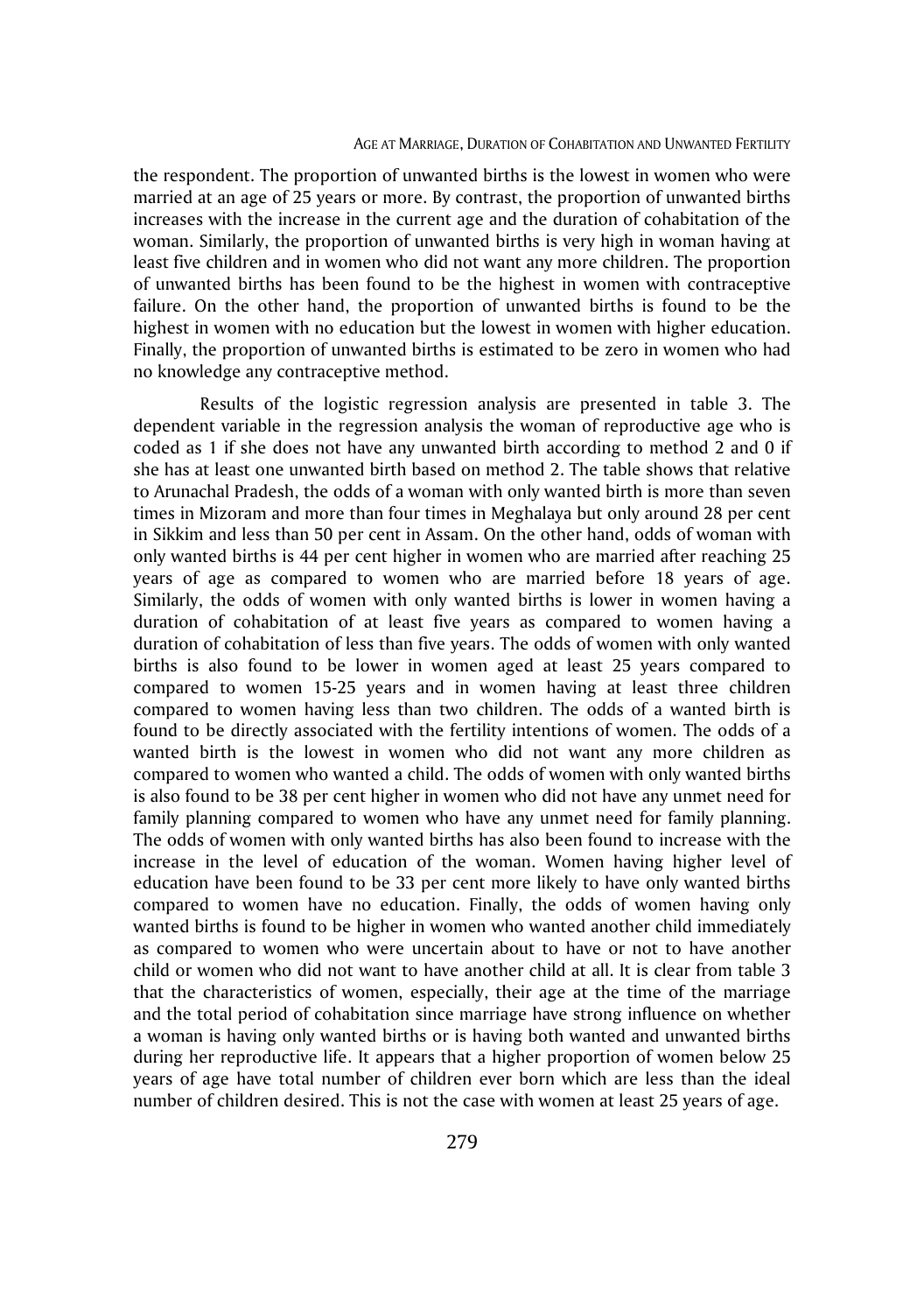the respondent. The proportion of unwanted births is the lowest in women who were married at an age of 25 years or more. By contrast, the proportion of unwanted births increases with the increase in the current age and the duration of cohabitation of the woman. Similarly, the proportion of unwanted births is very high in woman having at least five children and in women who did not want any more children. The proportion of unwanted births has been found to be the highest in women with contraceptive failure. On the other hand, the proportion of unwanted births is found to be the highest in women with no education but the lowest in women with higher education. Finally, the proportion of unwanted births is estimated to be zero in women who had no knowledge any contraceptive method.

Results of the logistic regression analysis are presented in table 3. The dependent variable in the regression analysis the woman of reproductive age who is coded as 1 if she does not have any unwanted birth according to method 2 and 0 if she has at least one unwanted birth based on method 2. The table shows that relative to Arunachal Pradesh, the odds of a woman with only wanted birth is more than seven times in Mizoram and more than four times in Meghalaya but only around 28 per cent in Sikkim and less than 50 per cent in Assam. On the other hand, odds of woman with only wanted births is 44 per cent higher in women who are married after reaching 25 years of age as compared to women who are married before 18 years of age. Similarly, the odds of women with only wanted births is lower in women having a duration of cohabitation of at least five years as compared to women having a duration of cohabitation of less than five years. The odds of women with only wanted births is also found to be lower in women aged at least 25 years compared to compared to women 15-25 years and in women having at least three children compared to women having less than two children. The odds of a wanted birth is found to be directly associated with the fertility intentions of women. The odds of a wanted birth is the lowest in women who did not want any more children as compared to women who wanted a child. The odds of women with only wanted births is also found to be 38 per cent higher in women who did not have any unmet need for family planning compared to women who have any unmet need for family planning. The odds of women with only wanted births has also been found to increase with the increase in the level of education of the woman. Women having higher level of education have been found to be 33 per cent more likely to have only wanted births compared to women have no education. Finally, the odds of women having only wanted births is found to be higher in women who wanted another child immediately as compared to women who were uncertain about to have or not to have another child or women who did not want to have another child at all. It is clear from table 3 that the characteristics of women, especially, their age at the time of the marriage and the total period of cohabitation since marriage have strong influence on whether a woman is having only wanted births or is having both wanted and unwanted births during her reproductive life. It appears that a higher proportion of women below 25 years of age have total number of children ever born which are less than the ideal number of children desired. This is not the case with women at least 25 years of age.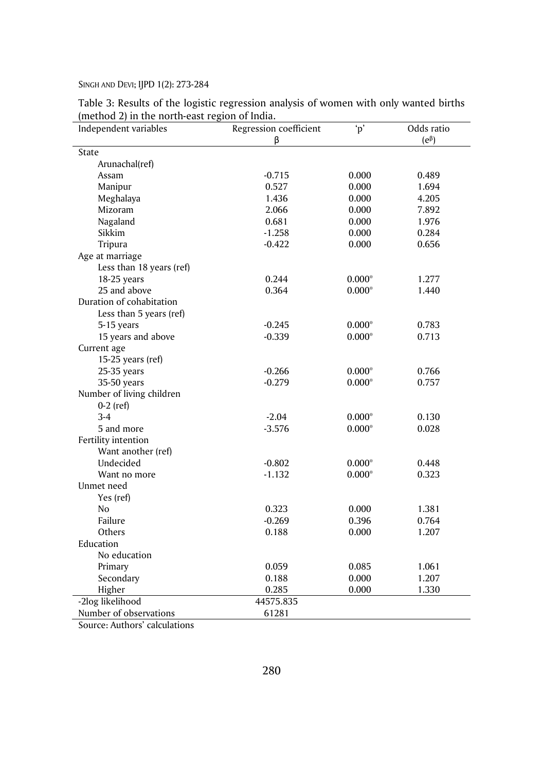Table 3: Results of the logistic regression analysis of women with only wanted births (method 2) in the north-east region of India.

| Independent variables | Regression coefficient β | 'p' | Odds ratio ($e^{\beta}$) |
|---|---|---|---|
| State | | | |
| Arunachal(ref) | | | |
| Assam | -0.715 | 0.000 | 0.489 |
| Manipur | 0.527 | 0.000 | 1.694 |
| Meghalaya | 1.436 | 0.000 | 4.205 |
| Mizoram | 2.066 | 0.000 | 7.892 |
| Nagaland | 0.681 | 0.000 | 1.976 |
| Sikkim | -1.258 | 0.000 | 0.284 |
| Tripura | -0.422 | 0.000 | 0.656 |
| Age at marriage | | | |
| Less than 18 years (ref) | | | |
| 18-25 years | 0.244 | 0.000* | 1.277 |
| 25 and above | 0.364 | 0.000* | 1.440 |
| Duration of cohabitation | | | |
| Less than 5 years (ref) | | | |
| 5-15 years | -0.245 | 0.000* | 0.783 |
| 15 years and above | -0.339 | 0.000* | 0.713 |
| Current age | | | |
| 15-25 years (ref) | | | |
| 25-35 years | -0.266 | 0.000* | 0.766 |
| 35-50 years | -0.279 | 0.000* | 0.757 |
| Number of living children | | | |
| 0-2 (ref) | | | |
| 3-4 | -2.04 | 0.000* | 0.130 |
| 5 and more | -3.576 | 0.000* | 0.028 |
| Fertility intention | | | |
| Want another (ref) | | | |
| Undecided | -0.802 | 0.000* | 0.448 |
| Want no more | -1.132 | 0.000* | 0.323 |
| Unmet need | | | |
| Yes (ref) | | | |
| No | 0.323 | 0.000 | 1.381 |
| Failure | -0.269 | 0.396 | 0.764 |
| Others | 0.188 | 0.000 | 1.207 |
| Education | | | |
| No education | | | |
| Primary | 0.059 | 0.085 | 1.061 |
| Secondary | 0.188 | 0.000 | 1.207 |
| Higher | 0.285 | 0.000 | 1.330 |
| -2log likelihood | 44575.835 | | |
| Number of observations | 61281 | | |

Source: Authors' calculations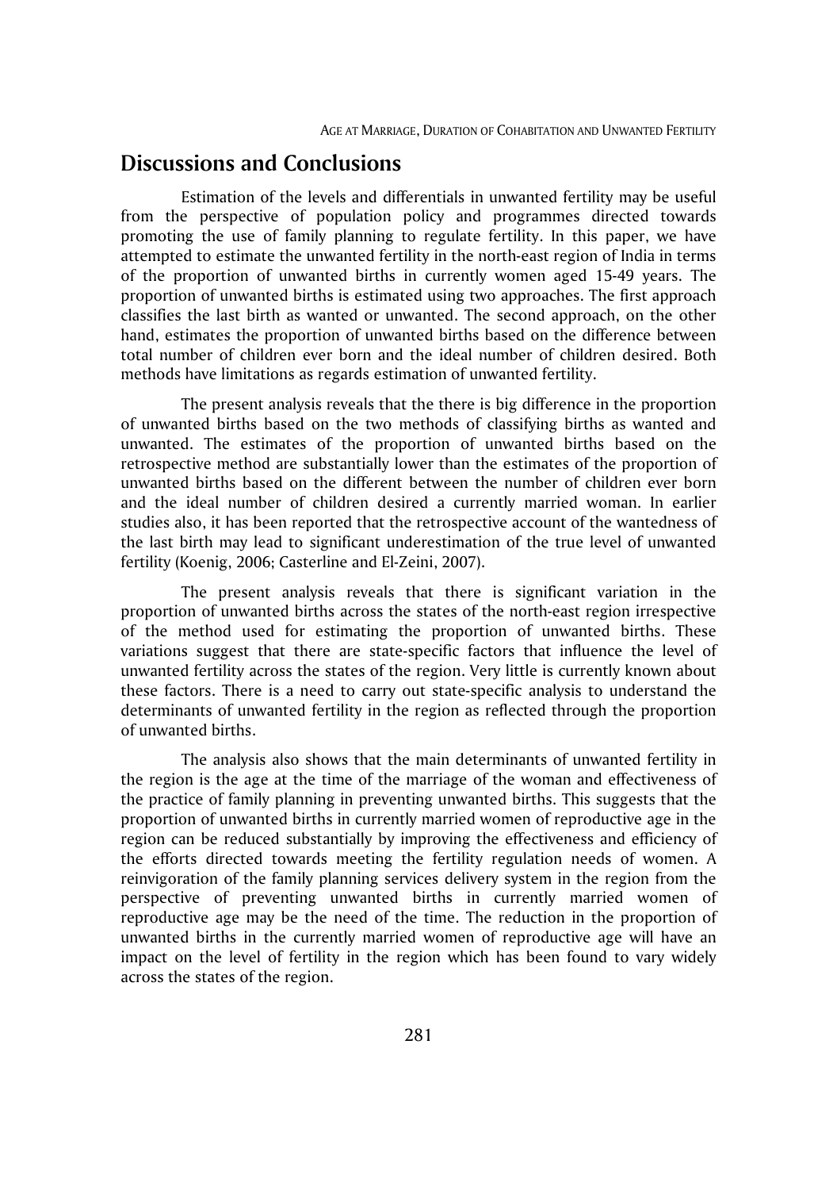## Discussions and Conclusions

Estimation of the levels and differentials in unwanted fertility may be useful from the perspective of population policy and programmes directed towards promoting the use of family planning to regulate fertility. In this paper, we have attempted to estimate the unwanted fertility in the north-east region of India in terms of the proportion of unwanted births in currently women aged 15-49 years. The proportion of unwanted births is estimated using two approaches. The first approach classifies the last birth as wanted or unwanted. The second approach, on the other hand, estimates the proportion of unwanted births based on the difference between total number of children ever born and the ideal number of children desired. Both methods have limitations as regards estimation of unwanted fertility.

The present analysis reveals that the there is big difference in the proportion of unwanted births based on the two methods of classifying births as wanted and unwanted. The estimates of the proportion of unwanted births based on the retrospective method are substantially lower than the estimates of the proportion of unwanted births based on the different between the number of children ever born and the ideal number of children desired a currently married woman. In earlier studies also, it has been reported that the retrospective account of the wantedness of the last birth may lead to significant underestimation of the true level of unwanted fertility (Koenig, 2006; Casterline and El-Zeini, 2007).

The present analysis reveals that there is significant variation in the proportion of unwanted births across the states of the north-east region irrespective of the method used for estimating the proportion of unwanted births. These variations suggest that there are state-specific factors that influence the level of unwanted fertility across the states of the region. Very little is currently known about these factors. There is a need to carry out state-specific analysis to understand the determinants of unwanted fertility in the region as reflected through the proportion of unwanted births.

The analysis also shows that the main determinants of unwanted fertility in the region is the age at the time of the marriage of the woman and effectiveness of the practice of family planning in preventing unwanted births. This suggests that the proportion of unwanted births in currently married women of reproductive age in the region can be reduced substantially by improving the effectiveness and efficiency of the efforts directed towards meeting the fertility regulation needs of women. A reinvigoration of the family planning services delivery system in the region from the perspective of preventing unwanted births in currently married women of reproductive age may be the need of the time. The reduction in the proportion of unwanted births in the currently married women of reproductive age will have an impact on the level of fertility in the region which has been found to vary widely across the states of the region.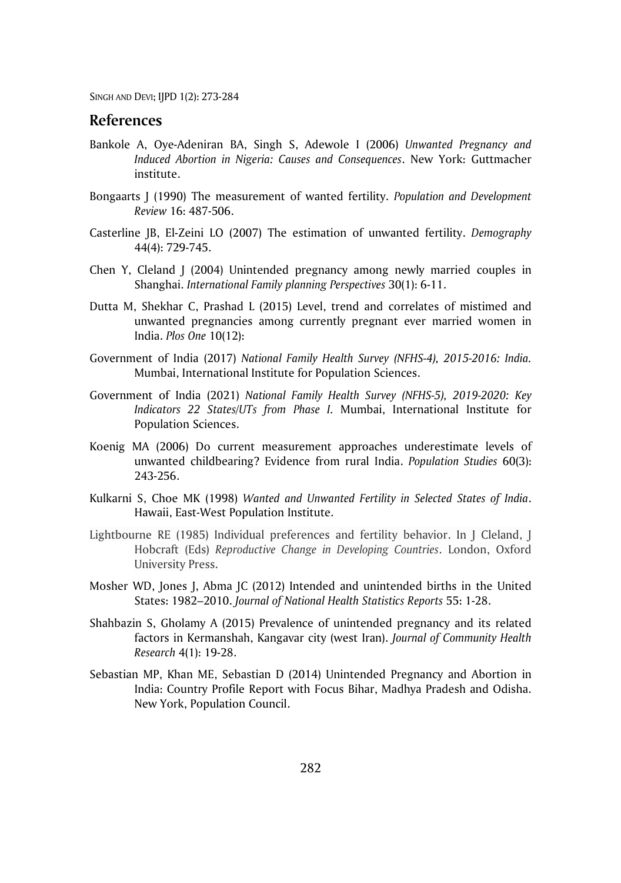## References

Bankole A, Oye-Adeniran BA, Singh S, Adewole I (2006) *Unwanted Pregnancy and Induced Abortion in Nigeria: Causes and Consequences*. New York: Guttmacher institute.

Bongaarts J (1990) The measurement of wanted fertility. *Population and Development Review* 16: 487-506.

Casterline JB, El-Zeini LO (2007) The estimation of unwanted fertility. *Demography* 44(4): 729-745.

Chen Y, Cleland J (2004) Unintended pregnancy among newly married couples in Shanghai. *International Family planning Perspectives* 30(1): 6-11.

Dutta M, Shekhar C, Prashad L (2015) Level, trend and correlates of mistimed and unwanted pregnancies among currently pregnant ever married women in India. *Plos One* 10(12):

Government of India (2017) *National Family Health Survey (NFHS-4), 2015-2016: India.* Mumbai, International Institute for Population Sciences.

Government of India (2021) *National Family Health Survey (NFHS-5), 2019-2020: Key Indicators 22 States/UTs from Phase I.* Mumbai, International Institute for Population Sciences.

Koenig MA (2006) Do current measurement approaches underestimate levels of unwanted childbearing? Evidence from rural India. *Population Studies* 60(3): 243-256.

Kulkarni S, Choe MK (1998) *Wanted and Unwanted Fertility in Selected States of India*. Hawaii, East-West Population Institute.

Lightbourne RE (1985) Individual preferences and fertility behavior. In J Cleland, J Hobcraft (Eds) *Reproductive Change in Developing Countries*. London, Oxford University Press.

Mosher WD, Jones J, Abma JC (2012) Intended and unintended births in the United States: 1982–2010. *Journal of National Health Statistics Reports* 55: 1-28.

Shahbazin S, Gholamy A (2015) Prevalence of unintended pregnancy and its related factors in Kermanshah, Kangavar city (west Iran). *Journal of Community Health Research* 4(1): 19-28.

Sebastian MP, Khan ME, Sebastian D (2014) Unintended Pregnancy and Abortion in India: Country Profile Report with Focus Bihar, Madhya Pradesh and Odisha. New York, Population Council.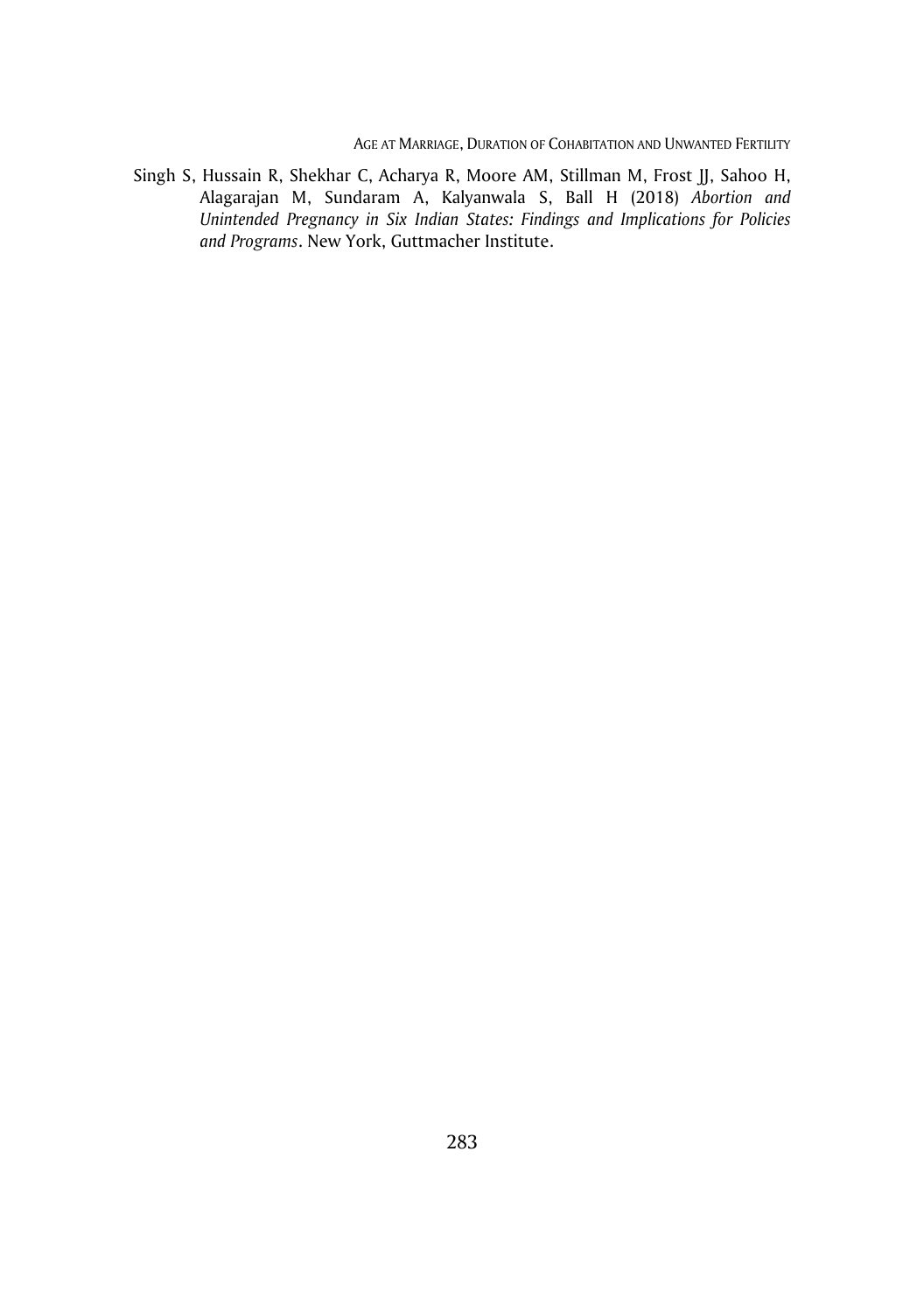Singh S, Hussain R, Shekhar C, Acharya R, Moore AM, Stillman M, Frost JJ, Sahoo H, Alagarajan M, Sundaram A, Kalyanwala S, Ball H (2018) *Abortion and Unintended Pregnancy in Six Indian States: Findings and Implications for Policies and Programs*. New York, Guttmacher Institute.